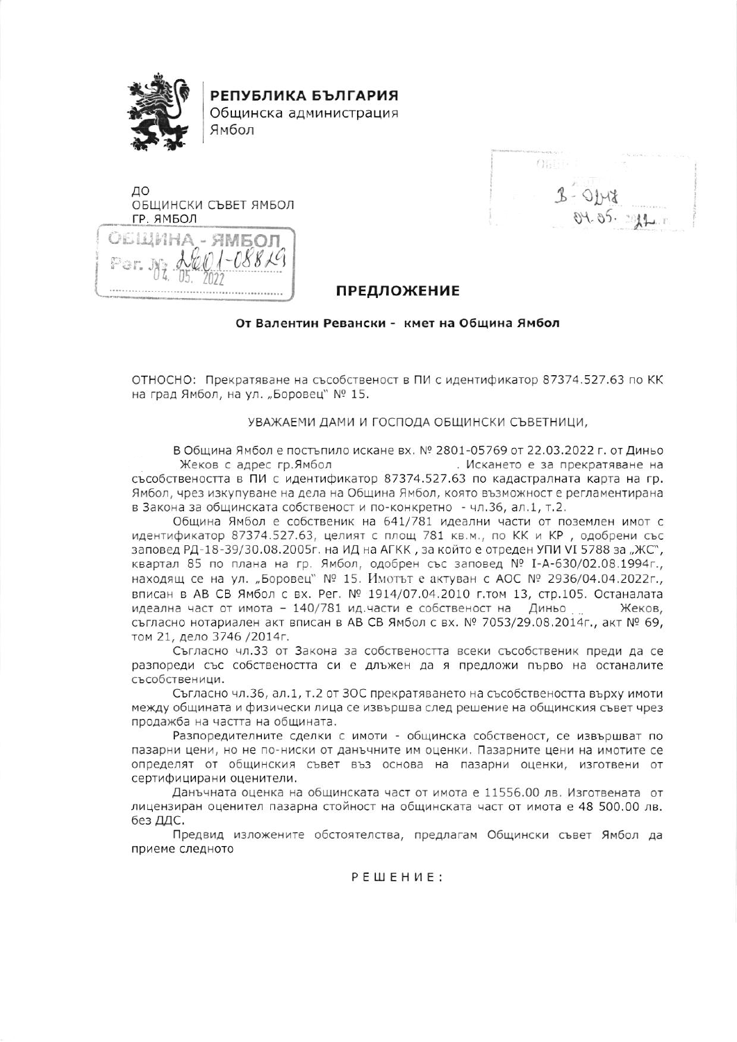**РЕПУБЛИКА БЪЛГАРИЯ**
Общинска администрация
Ямбол

ДО
ОБЩИНСКИ СЪВЕТ ЯМБОЛ
ГР. ЯМБОЛ

ОБЩИНА - ЯМБОЛ
Рег. № 2801-08829
04. 05. 2022

В - 0147
04.05.2022 г.

## ПРЕДЛОЖЕНИЕ

**От Валентин Ревански - кмет на Община Ямбол**

ОТНОСНО: Прекратяване на съсобственост в ПИ с идентификатор 87374.527.63 по КК на град Ямбол, на ул. „Боровец" № 15.

УВАЖАЕМИ ДАМИ И ГОСПОДА ОБЩИНСКИ СЪВЕТНИЦИ,

В Община Ямбол е постъпило искане вх. № 2801-05769 от 22.03.2022 г. от Диньо Жеков с адрес гр.Ямбол . Искането е за прекратяване на съсобствеността в ПИ с идентификатор 87374.527.63 по кадастралната карта на гр. Ямбол, чрез изкупуване на дела на Община Ямбол, която възможност е регламентирана в Закона за общинската собственост и по-конкретно - чл.36, ал.1, т.2.

Община Ямбол е собственик на 641/781 идеални части от поземлен имот с идентификатор 87374.527.63, целият с площ 781 кв.м., по КК и КР , одобрени със заповед РД-18-39/30.08.2005г. на ИД на АГКК , за който е отреден УПИ VI 5788 за „ЖС", квартал 85 по плана на гр. Ямбол, одобрен със заповед № I-А-630/02.08.1994г., находящ се на ул. „Боровец" № 15. Имотът е актуван с АОС № 2936/04.04.2022г., вписан в АВ СВ Ямбол с вх. Рег. № 1914/07.04.2010 г.том 13, стр.105. Останалата идеална част от имота – 140/781 ид.части е собственост на Диньо Жеков, съгласно нотариален акт вписан в АВ СВ Ямбол с вх. № 7053/29.08.2014г., акт № 69, том 21, дело 3746 /2014г.

Съгласно чл.33 от Закона за собствеността всеки съсобственик преди да се разпореди със собствеността си е длъжен да я предложи първо на останалите съсобственици.

Съгласно чл.36, ал.1, т.2 от ЗОС прекратяването на съсобствеността върху имоти между общината и физически лица се извършва след решение на общинския съвет чрез продажба на частта на общината.

Разпоредителните сделки с имоти - общинска собственост, се извършват по пазарни цени, но не по-ниски от данъчните им оценки. Пазарните цени на имотите се определят от общинския съвет въз основа на пазарни оценки, изготвени от сертифицирани оценители.

Данъчната оценка на общинската част от имота е 11556.00 лв. Изготвената от лицензиран оценител пазарна стойност на общинската част от имота е 48 500.00 лв. без ДДС.

Предвид изложените обстоятелства, предлагам Общински съвет Ямбол да приеме следното

Р Е Ш Е Н И Е :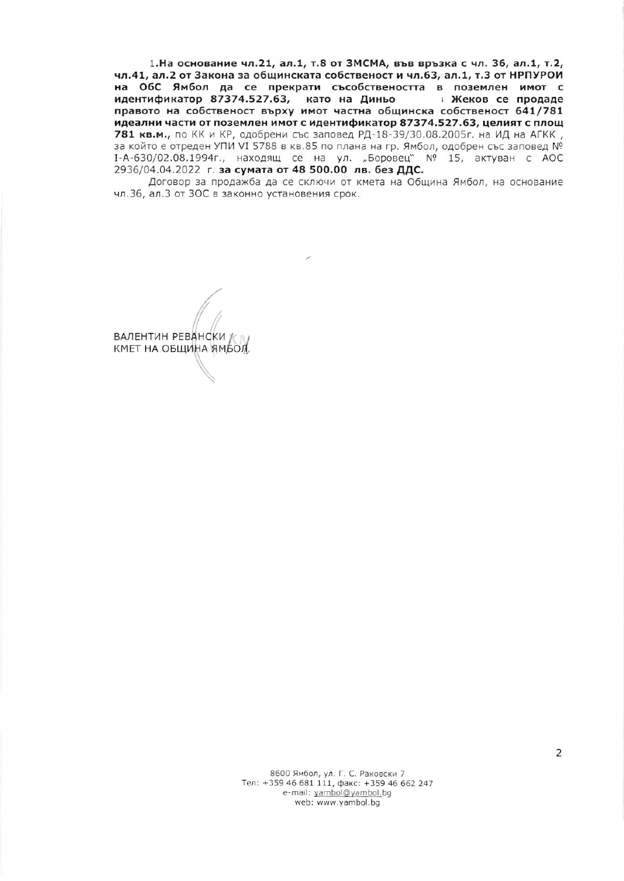1.**На основание чл.21, ал.1, т.8 от ЗМСМА, във връзка с чл. 36, ал.1, т.2, чл.41, ал.2 от Закона за общинската собственост и чл.63, ал.1, т.3 от НРПУРОИ на ОбС Ямбол да се прекрати съсобствеността в поземлен имот с идентификатор 87374.527.63, като на Диньо Жеков се продаде правото на собственост върху имот частна общинска собственост 641/781 идеални части от поземлен имот с идентификатор 87374.527.63, целият с площ 781 кв.м.,** по КК и КР, одобрени със заповед РД-18-39/30.08.2005г. на ИД на АГКК, за който е отреден УПИ VI 5788 в кв.85 по плана на гр. Ямбол, одобрен със заповед № I-A-630/02.08.1994г., находящ се на ул. „Боровец" № 15, актуван с АОС 2936/04.04.2022 г. **за сумата от 48 500.00 лв. без ДДС.**

Договор за продажба да се сключи от кмета на Община Ямбол, на основание чл.36, ал.3 от ЗОС в законно установения срок.

ВАЛЕНТИН РЕВАНСКИ
КМЕТ НА ОБЩИНА ЯМБОЛ

8600 Ямбол, ул. Г. С. Раковски 7
Тел: +359 46 681 111, факс: +359 46 662 247
e-mail: yambol@yambol.bg
web: www.yambol.bg